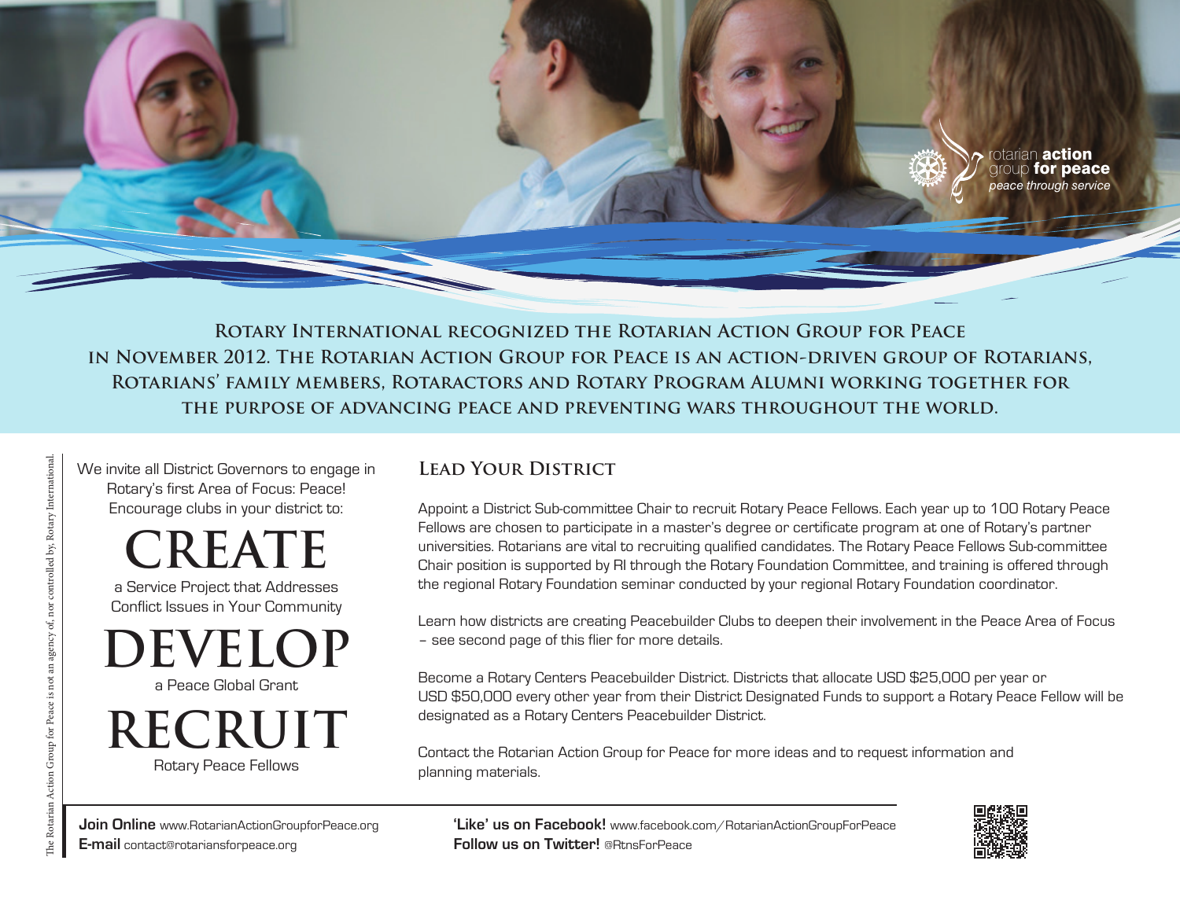rotarian **action** group **for peace**
*peace through service*

**Rotary International recognized the Rotarian Action Group for Peace in November 2012. The Rotarian Action Group for Peace is an action-driven group of Rotarians, Rotarians' family members, Rotaractors and Rotary Program Alumni working together for the purpose of advancing peace and preventing wars throughout the world.**

The Rotarian Action Group for Peace is not an agency of, nor controlled by, Rotary International.

We invite all District Governors to engage in Rotary's first Area of Focus: Peace! Encourage clubs in your district to:

# CREATE
a Service Project that Addresses Conflict Issues in Your Community

# DEVELOP
a Peace Global Grant

# RECRUIT
Rotary Peace Fellows

## Lead Your District

Appoint a District Sub-committee Chair to recruit Rotary Peace Fellows. Each year up to 100 Rotary Peace Fellows are chosen to participate in a master's degree or certificate program at one of Rotary's partner universities. Rotarians are vital to recruiting qualified candidates. The Rotary Peace Fellows Sub-committee Chair position is supported by RI through the Rotary Foundation Committee, and training is offered through the regional Rotary Foundation seminar conducted by your regional Rotary Foundation coordinator.

Learn how districts are creating Peacebuilder Clubs to deepen their involvement in the Peace Area of Focus – see second page of this flier for more details.

Become a Rotary Centers Peacebuilder District. Districts that allocate USD $25,000 per year or USD $50,000 every other year from their District Designated Funds to support a Rotary Peace Fellow will be designated as a Rotary Centers Peacebuilder District.

Contact the Rotarian Action Group for Peace for more ideas and to request information and planning materials.

**Join Online** www.RotarianActionGroupforPeace.org
**E-mail** contact@rotariansforpeace.org

**'Like' us on Facebook!** www.facebook.com/RotarianActionGroupForPeace
**Follow us on Twitter!** @RtnsForPeace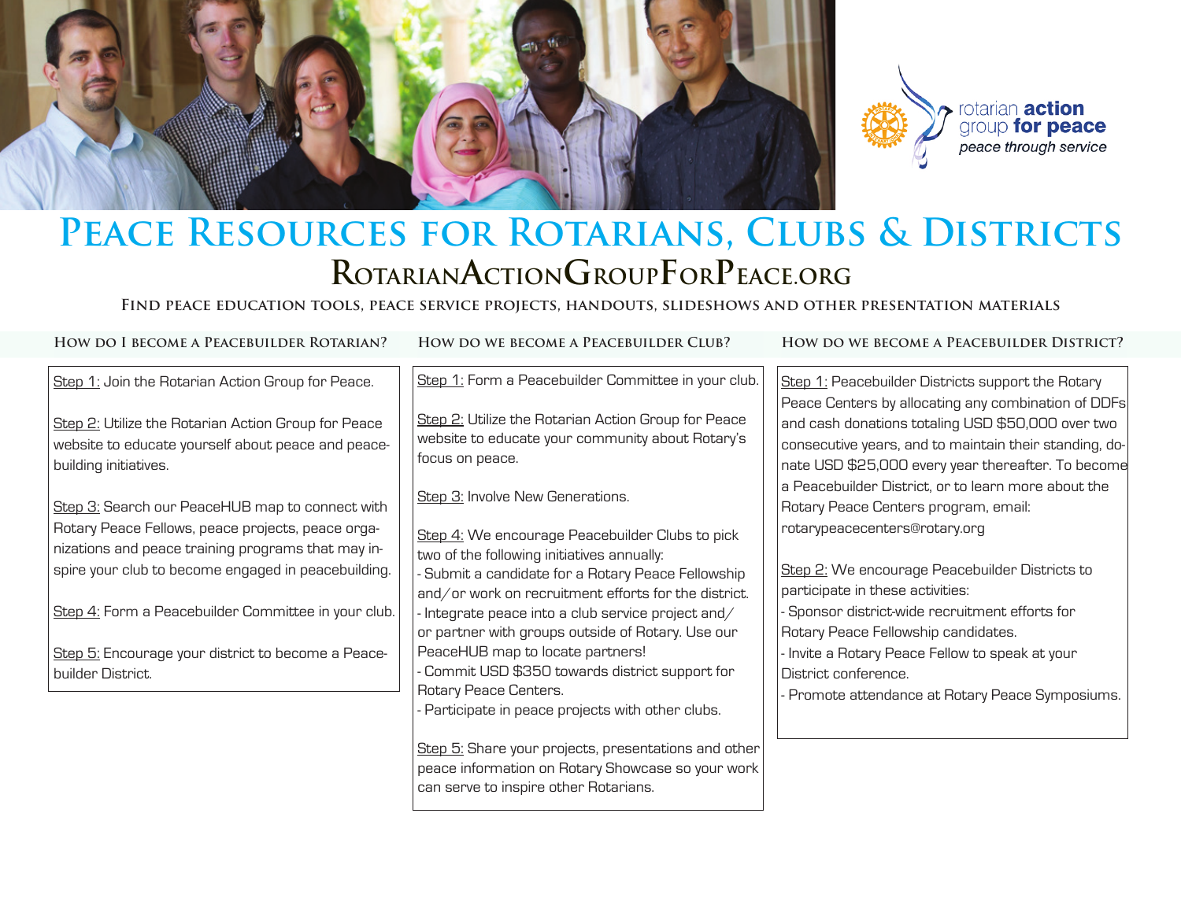rotarian **action** group **for peace**
*peace through service*

# Peace Resources for Rotarians, Clubs & Districts

## RotarianActionGroupForPeace.org

**Find peace education tools, peace service projects, handouts, slideshows and other presentation materials**

### How do I become a Peacebuilder Rotarian?

Step 1: Join the Rotarian Action Group for Peace.

Step 2: Utilize the Rotarian Action Group for Peace website to educate yourself about peace and peacebuilding initiatives.

Step 3: Search our PeaceHUB map to connect with Rotary Peace Fellows, peace projects, peace organizations and peace training programs that may inspire your club to become engaged in peacebuilding.

Step 4: Form a Peacebuilder Committee in your club.

Step 5: Encourage your district to become a Peacebuilder District.

### How do we become a Peacebuilder Club?

Step 1: Form a Peacebuilder Committee in your club.

Step 2: Utilize the Rotarian Action Group for Peace website to educate your community about Rotary's focus on peace.

Step 3: Involve New Generations.

Step 4: We encourage Peacebuilder Clubs to pick two of the following initiatives annually:

- Submit a candidate for a Rotary Peace Fellowship and/or work on recruitment efforts for the district.
- Integrate peace into a club service project and/or partner with groups outside of Rotary. Use our PeaceHUB map to locate partners!
- Commit USD $350 towards district support for Rotary Peace Centers.
- Participate in peace projects with other clubs.

Step 5: Share your projects, presentations and other peace information on Rotary Showcase so your work can serve to inspire other Rotarians.

### How do we become a Peacebuilder District?

Step 1: Peacebuilder Districts support the Rotary Peace Centers by allocating any combination of DDFs and cash donations totaling USD $50,000 over two consecutive years, and to maintain their standing, donate USD $25,000 every year thereafter. To become a Peacebuilder District, or to learn more about the Rotary Peace Centers program, email: rotarypeacecenters@rotary.org

Step 2: We encourage Peacebuilder Districts to participate in these activities:

- Sponsor district-wide recruitment efforts for Rotary Peace Fellowship candidates.
- Invite a Rotary Peace Fellow to speak at your District conference.
- Promote attendance at Rotary Peace Symposiums.